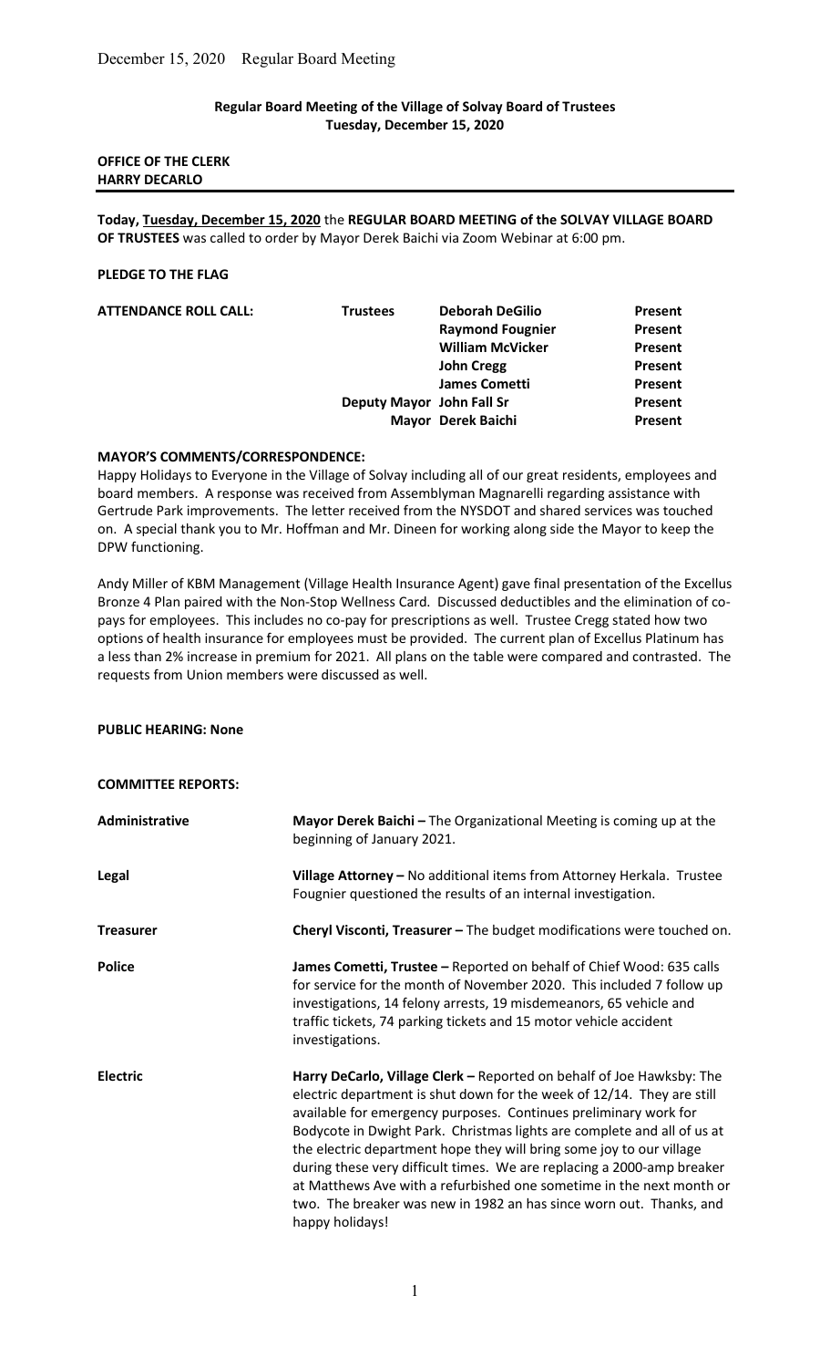**Regular Board Meeting of the Village of Solvay Board of Trustees**
**Tuesday, December 15, 2020**

**OFFICE OF THE CLERK**
**HARRY DECARLO**

**Today, Tuesday, December 15, 2020** the **REGULAR BOARD MEETING of the SOLVAY VILLAGE BOARD OF TRUSTEES** was called to order by Mayor Derek Baichi via Zoom Webinar at 6:00 pm.

**PLEDGE TO THE FLAG**

| **ATTENDANCE ROLL CALL:** | **Trustees** | **Deborah DeGilio** | **Present** |
|---|---|---|---|
| | | **Raymond Fougnier** | **Present** |
| | | **William McVicker** | **Present** |
| | | **John Cregg** | **Present** |
| | | **James Cometti** | **Present** |
| | **Deputy Mayor** | **John Fall Sr** | **Present** |
| | **Mayor** | **Derek Baichi** | **Present** |

**MAYOR'S COMMENTS/CORRESPONDENCE:**

Happy Holidays to Everyone in the Village of Solvay including all of our great residents, employees and board members. A response was received from Assemblyman Magnarelli regarding assistance with Gertrude Park improvements. The letter received from the NYSDOT and shared services was touched on. A special thank you to Mr. Hoffman and Mr. Dineen for working along side the Mayor to keep the DPW functioning.

Andy Miller of KBM Management (Village Health Insurance Agent) gave final presentation of the Excellus Bronze 4 Plan paired with the Non-Stop Wellness Card. Discussed deductibles and the elimination of co-pays for employees. This includes no co-pay for prescriptions as well. Trustee Cregg stated how two options of health insurance for employees must be provided. The current plan of Excellus Platinum has a less than 2% increase in premium for 2021. All plans on the table were compared and contrasted. The requests from Union members were discussed as well.

**PUBLIC HEARING: None**

**COMMITTEE REPORTS:**

**Administrative** — **Mayor Derek Baichi –** The Organizational Meeting is coming up at the beginning of January 2021.

**Legal** — **Village Attorney –** No additional items from Attorney Herkala. Trustee Fougnier questioned the results of an internal investigation.

**Treasurer** — **Cheryl Visconti, Treasurer –** The budget modifications were touched on.

**Police** — **James Cometti, Trustee –** Reported on behalf of Chief Wood: 635 calls for service for the month of November 2020. This included 7 follow up investigations, 14 felony arrests, 19 misdemeanors, 65 vehicle and traffic tickets, 74 parking tickets and 15 motor vehicle accident investigations.

**Electric** — **Harry DeCarlo, Village Clerk –** Reported on behalf of Joe Hawksby: The electric department is shut down for the week of 12/14. They are still available for emergency purposes. Continues preliminary work for Bodycote in Dwight Park. Christmas lights are complete and all of us at the electric department hope they will bring some joy to our village during these very difficult times. We are replacing a 2000-amp breaker at Matthews Ave with a refurbished one sometime in the next month or two. The breaker was new in 1982 an has since worn out. Thanks, and happy holidays!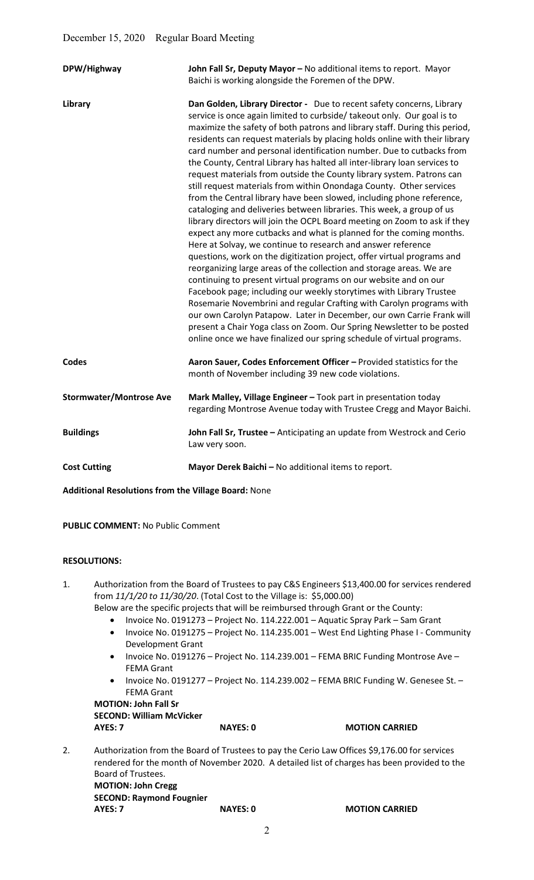| | |
|---|---|
| **DPW/Highway** | **John Fall Sr, Deputy Mayor –** No additional items to report. Mayor Baichi is working alongside the Foremen of the DPW. |
| **Library** | **Dan Golden, Library Director -** Due to recent safety concerns, Library service is once again limited to curbside/ takeout only. Our goal is to maximize the safety of both patrons and library staff. During this period, residents can request materials by placing holds online with their library card number and personal identification number. Due to cutbacks from the County, Central Library has halted all inter-library loan services to request materials from outside the County library system. Patrons can still request materials from within Onondaga County. Other services from the Central library have been slowed, including phone reference, cataloging and deliveries between libraries. This week, a group of us library directors will join the OCPL Board meeting on Zoom to ask if they expect any more cutbacks and what is planned for the coming months. Here at Solvay, we continue to research and answer reference questions, work on the digitization project, offer virtual programs and reorganizing large areas of the collection and storage areas. We are continuing to present virtual programs on our website and on our Facebook page; including our weekly storytimes with Library Trustee Rosemarie Novembrini and regular Crafting with Carolyn programs with our own Carolyn Patapow. Later in December, our own Carrie Frank will present a Chair Yoga class on Zoom. Our Spring Newsletter to be posted online once we have finalized our spring schedule of virtual programs. |
| **Codes** | **Aaron Sauer, Codes Enforcement Officer –** Provided statistics for the month of November including 39 new code violations. |
| **Stormwater/Montrose Ave** | **Mark Malley, Village Engineer –** Took part in presentation today regarding Montrose Avenue today with Trustee Cregg and Mayor Baichi. |
| **Buildings** | **John Fall Sr, Trustee –** Anticipating an update from Westrock and Cerio Law very soon. |
| **Cost Cutting** | **Mayor Derek Baichi –** No additional items to report. |

**Additional Resolutions from the Village Board:** None

**PUBLIC COMMENT:** No Public Comment

**RESOLUTIONS:**

1. Authorization from the Board of Trustees to pay C&S Engineers $13,400.00 for services rendered from *11/1/20 to 11/30/20*. (Total Cost to the Village is: $5,000.00)
   Below are the specific projects that will be reimbursed through Grant or the County:
   - Invoice No. 0191273 – Project No. 114.222.001 – Aquatic Spray Park – Sam Grant
   - Invoice No. 0191275 – Project No. 114.235.001 – West End Lighting Phase I - Community Development Grant
   - Invoice No. 0191276 – Project No. 114.239.001 – FEMA BRIC Funding Montrose Ave – FEMA Grant
   - Invoice No. 0191277 – Project No. 114.239.002 – FEMA BRIC Funding W. Genesee St. – FEMA Grant

   **MOTION: John Fall Sr**
   **SECOND: William McVicker**
   **AYES: 7 NAYES: 0 MOTION CARRIED**

2. Authorization from the Board of Trustees to pay the Cerio Law Offices $9,176.00 for services rendered for the month of November 2020. A detailed list of charges has been provided to the Board of Trustees.
   **MOTION: John Cregg**
   **SECOND: Raymond Fougnier**
   **AYES: 7 NAYES: 0 MOTION CARRIED**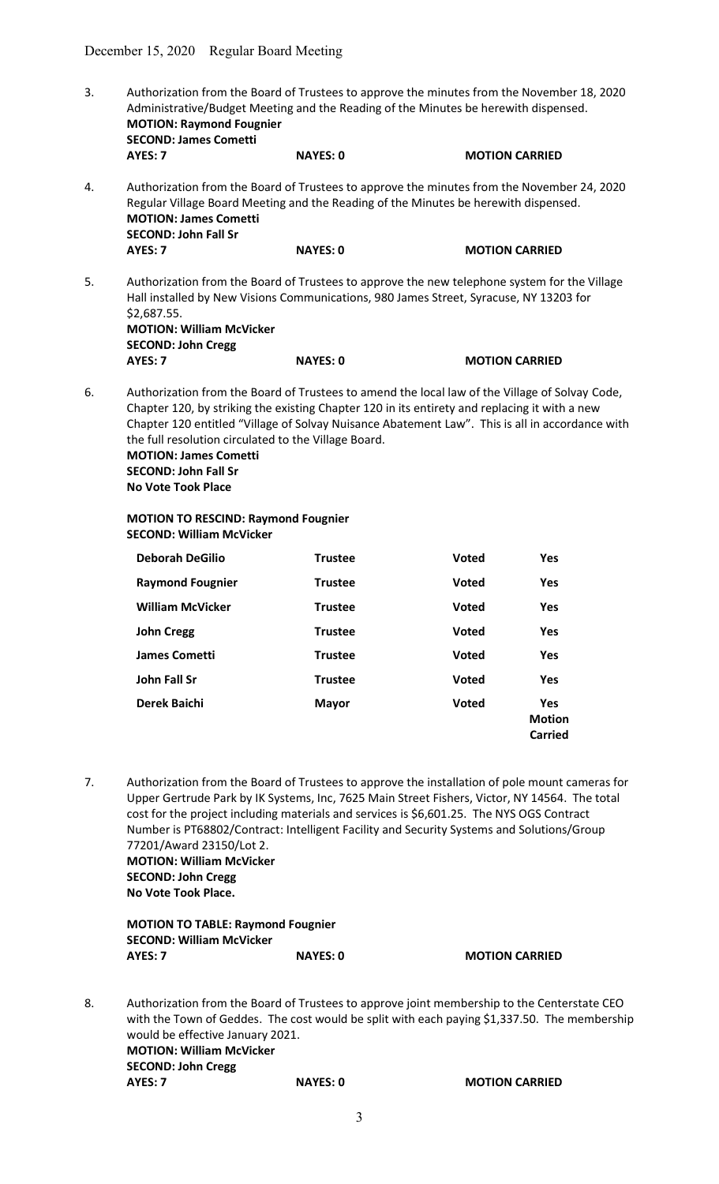3. Authorization from the Board of Trustees to approve the minutes from the November 18, 2020 Administrative/Budget Meeting and the Reading of the Minutes be herewith dispensed.
**MOTION: Raymond Fougnier**
**SECOND: James Cometti**
**AYES: 7 NAYES: 0 MOTION CARRIED**

4. Authorization from the Board of Trustees to approve the minutes from the November 24, 2020 Regular Village Board Meeting and the Reading of the Minutes be herewith dispensed.
**MOTION: James Cometti**
**SECOND: John Fall Sr**
**AYES: 7 NAYES: 0 MOTION CARRIED**

5. Authorization from the Board of Trustees to approve the new telephone system for the Village Hall installed by New Visions Communications, 980 James Street, Syracuse, NY 13203 for $2,687.55.
**MOTION: William McVicker**
**SECOND: John Cregg**
**AYES: 7 NAYES: 0 MOTION CARRIED**

6. Authorization from the Board of Trustees to amend the local law of the Village of Solvay Code, Chapter 120, by striking the existing Chapter 120 in its entirety and replacing it with a new Chapter 120 entitled "Village of Solvay Nuisance Abatement Law". This is all in accordance with the full resolution circulated to the Village Board.
**MOTION: James Cometti**
**SECOND: John Fall Sr**
**No Vote Took Place**

**MOTION TO RESCIND: Raymond Fougnier**
**SECOND: William McVicker**

| | | | |
|---|---|---|---|
| **Deborah DeGilio** | **Trustee** | **Voted** | **Yes** |
| **Raymond Fougnier** | **Trustee** | **Voted** | **Yes** |
| **William McVicker** | **Trustee** | **Voted** | **Yes** |
| **John Cregg** | **Trustee** | **Voted** | **Yes** |
| **James Cometti** | **Trustee** | **Voted** | **Yes** |
| **John Fall Sr** | **Trustee** | **Voted** | **Yes** |
| **Derek Baichi** | **Mayor** | **Voted** | **Yes Motion Carried** |

7. Authorization from the Board of Trustees to approve the installation of pole mount cameras for Upper Gertrude Park by IK Systems, Inc, 7625 Main Street Fishers, Victor, NY 14564. The total cost for the project including materials and services is $6,601.25. The NYS OGS Contract Number is PT68802/Contract: Intelligent Facility and Security Systems and Solutions/Group 77201/Award 23150/Lot 2.
**MOTION: William McVicker**
**SECOND: John Cregg**
**No Vote Took Place.**

**MOTION TO TABLE: Raymond Fougnier**
**SECOND: William McVicker**
**AYES: 7 NAYES: 0 MOTION CARRIED**

8. Authorization from the Board of Trustees to approve joint membership to the Centerstate CEO with the Town of Geddes. The cost would be split with each paying $1,337.50. The membership would be effective January 2021.
**MOTION: William McVicker**
**SECOND: John Cregg**
**AYES: 7 NAYES: 0 MOTION CARRIED**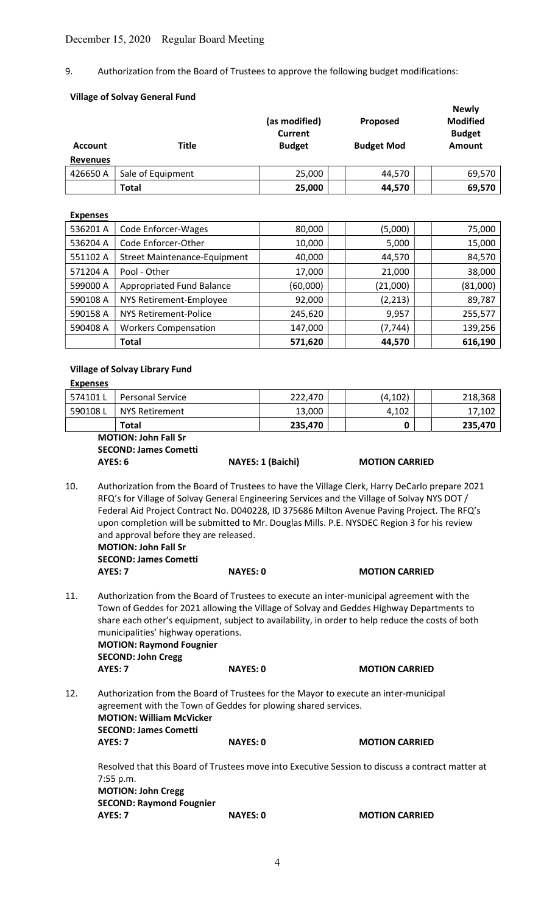December 15, 2020 Regular Board Meeting

9. Authorization from the Board of Trustees to approve the following budget modifications:

**Village of Solvay General Fund**

| Account | Title | (as modified) Current Budget | Proposed Budget Mod | Newly Modified Budget Amount |
|---|---|---|---|---|
| **Revenues** | | | | |
| 426650 A | Sale of Equipment | 25,000 | 44,570 | 69,570 |
| | **Total** | **25,000** | **44,570** | **69,570** |

**Expenses**

| Account | Title | (as modified) Current Budget | Proposed Budget Mod | Newly Modified Budget Amount |
|---|---|---|---|---|
| 536201 A | Code Enforcer-Wages | 80,000 | (5,000) | 75,000 |
| 536204 A | Code Enforcer-Other | 10,000 | 5,000 | 15,000 |
| 551102 A | Street Maintenance-Equipment | 40,000 | 44,570 | 84,570 |
| 571204 A | Pool - Other | 17,000 | 21,000 | 38,000 |
| 599000 A | Appropriated Fund Balance | (60,000) | (21,000) | (81,000) |
| 590108 A | NYS Retirement-Employee | 92,000 | (2,213) | 89,787 |
| 590158 A | NYS Retirement-Police | 245,620 | 9,957 | 255,577 |
| 590408 A | Workers Compensation | 147,000 | (7,744) | 139,256 |
| | **Total** | **571,620** | **44,570** | **616,190** |

**Village of Solvay Library Fund**

**Expenses**

| Account | Title | (as modified) Current Budget | Proposed Budget Mod | Newly Modified Budget Amount |
|---|---|---|---|---|
| 574101 L | Personal Service | 222,470 | (4,102) | 218,368 |
| 590108 L | NYS Retirement | 13,000 | 4,102 | 17,102 |
| | **Total** | **235,470** | **0** | **235,470** |

**MOTION: John Fall Sr**
**SECOND: James Cometti**
**AYES: 6** **NAYES: 1 (Baichi)** **MOTION CARRIED**

10. Authorization from the Board of Trustees to have the Village Clerk, Harry DeCarlo prepare 2021 RFQ's for Village of Solvay General Engineering Services and the Village of Solvay NYS DOT / Federal Aid Project Contract No. D040228, ID 375686 Milton Avenue Paving Project. The RFQ's upon completion will be submitted to Mr. Douglas Mills. P.E. NYSDEC Region 3 for his review and approval before they are released.
**MOTION: John Fall Sr**
**SECOND: James Cometti**
**AYES: 7** **NAYES: 0** **MOTION CARRIED**

11. Authorization from the Board of Trustees to execute an inter-municipal agreement with the Town of Geddes for 2021 allowing the Village of Solvay and Geddes Highway Departments to share each other's equipment, subject to availability, in order to help reduce the costs of both municipalities' highway operations.
**MOTION: Raymond Fougnier**
**SECOND: John Cregg**
**AYES: 7** **NAYES: 0** **MOTION CARRIED**

12. Authorization from the Board of Trustees for the Mayor to execute an inter-municipal agreement with the Town of Geddes for plowing shared services.
**MOTION: William McVicker**
**SECOND: James Cometti**
**AYES: 7** **NAYES: 0** **MOTION CARRIED**

Resolved that this Board of Trustees move into Executive Session to discuss a contract matter at 7:55 p.m.
**MOTION: John Cregg**
**SECOND: Raymond Fougnier**
**AYES: 7** **NAYES: 0** **MOTION CARRIED**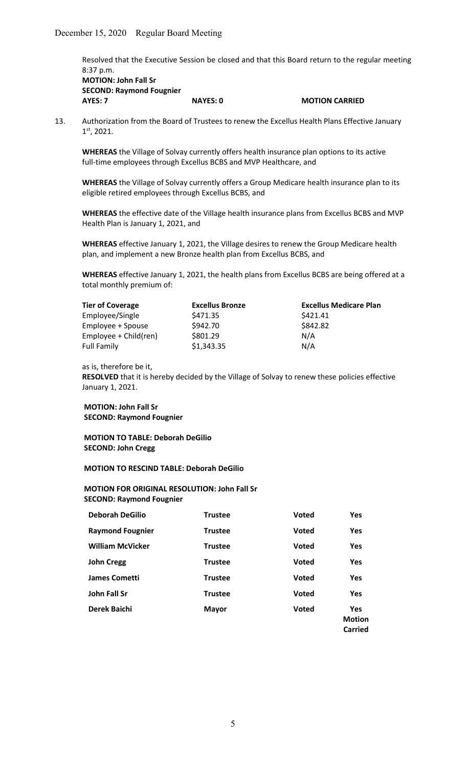Resolved that the Executive Session be closed and that this Board return to the regular meeting 8:37 p.m.

**MOTION: John Fall Sr**
**SECOND: Raymond Fougnier**

| AYES: 7 | NAYES: 0 | MOTION CARRIED |
|---|---|---|

13. Authorization from the Board of Trustees to renew the Excellus Health Plans Effective January 1st, 2021.

**WHEREAS** the Village of Solvay currently offers health insurance plan options to its active full-time employees through Excellus BCBS and MVP Healthcare, and

**WHEREAS** the Village of Solvay currently offers a Group Medicare health insurance plan to its eligible retired employees through Excellus BCBS, and

**WHEREAS** the effective date of the Village health insurance plans from Excellus BCBS and MVP Health Plan is January 1, 2021, and

**WHEREAS** effective January 1, 2021, the Village desires to renew the Group Medicare health plan, and implement a new Bronze health plan from Excellus BCBS, and

**WHEREAS** effective January 1, 2021, the health plans from Excellus BCBS are being offered at a total monthly premium of:

| Tier of Coverage | Excellus Bronze | Excellus Medicare Plan |
|---|---|---|
| Employee/Single | $471.35 | $421.41 |
| Employee + Spouse | $942.70 | $842.82 |
| Employee + Child(ren) | $801.29 | N/A |
| Full Family | $1,343.35 | N/A |

as is, therefore be it,

**RESOLVED** that it is hereby decided by the Village of Solvay to renew these policies effective January 1, 2021.

**MOTION: John Fall Sr**
**SECOND: Raymond Fougnier**

**MOTION TO TABLE: Deborah DeGilio**
**SECOND: John Cregg**

**MOTION TO RESCIND TABLE: Deborah DeGilio**

**MOTION FOR ORIGINAL RESOLUTION: John Fall Sr**
**SECOND: Raymond Fougnier**

| Name | Title | | Vote |
|---|---|---|---|
| **Deborah DeGilio** | **Trustee** | **Voted** | **Yes** |
| **Raymond Fougnier** | **Trustee** | **Voted** | **Yes** |
| **William McVicker** | **Trustee** | **Voted** | **Yes** |
| **John Cregg** | **Trustee** | **Voted** | **Yes** |
| **James Cometti** | **Trustee** | **Voted** | **Yes** |
| **John Fall Sr** | **Trustee** | **Voted** | **Yes** |
| **Derek Baichi** | **Mayor** | **Voted** | **Yes** |

**Motion Carried**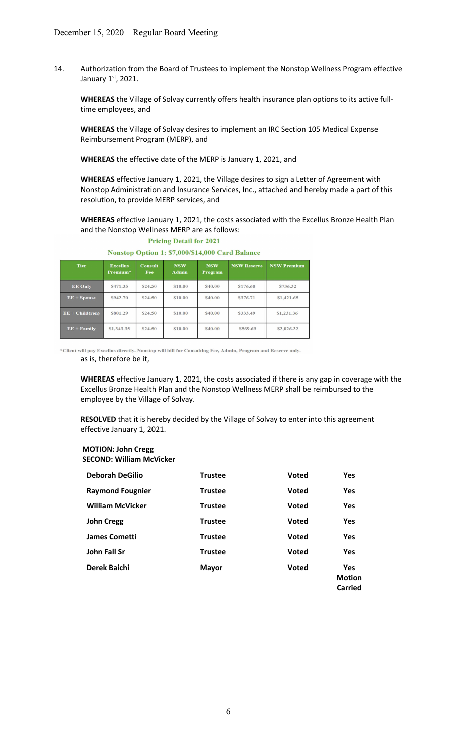December 15, 2020 Regular Board Meeting

14. Authorization from the Board of Trustees to implement the Nonstop Wellness Program effective January 1st, 2021.

**WHEREAS** the Village of Solvay currently offers health insurance plan options to its active full-time employees, and

**WHEREAS** the Village of Solvay desires to implement an IRC Section 105 Medical Expense Reimbursement Program (MERP), and

**WHEREAS** the effective date of the MERP is January 1, 2021, and

**WHEREAS** effective January 1, 2021, the Village desires to sign a Letter of Agreement with Nonstop Administration and Insurance Services, Inc., attached and hereby made a part of this resolution, to provide MERP services, and

**WHEREAS** effective January 1, 2021, the costs associated with the Excellus Bronze Health Plan and the Nonstop Wellness MERP are as follows:

**Pricing Detail for 2021**

**Nonstop Option 1: $7,000/$14,000 Card Balance**

| Tier | Excellus Premium* | Consult Fee | NSW Admin | NSW Program | NSW Reserve | NSW Premium |
|---|---|---|---|---|---|---|
| EE Only | $471.35 | $24.50 | $10.00 | $40.00 | $176.60 | $736.32 |
| EE + Spouse | $942.70 | $24.50 | $10.00 | $40.00 | $376.71 | $1,421.65 |
| EE + Child(ren) | $801.29 | $24.50 | $10.00 | $40.00 | $333.49 | $1,231.36 |
| EE + Family | $1,343.35 | $24.50 | $10.00 | $40.00 | $569.69 | $2,026.32 |

*Client will pay Excellus directly. Nonstop will bill for Consulting Fee, Admin, Program and Reserve only.

as is, therefore be it,

**WHEREAS** effective January 1, 2021, the costs associated if there is any gap in coverage with the Excellus Bronze Health Plan and the Nonstop Wellness MERP shall be reimbursed to the employee by the Village of Solvay.

**RESOLVED** that it is hereby decided by the Village of Solvay to enter into this agreement effective January 1, 2021.

**MOTION: John Cregg**
**SECOND: William McVicker**

| | | | |
|---|---|---|---|
| **Deborah DeGilio** | **Trustee** | **Voted** | **Yes** |
| **Raymond Fougnier** | **Trustee** | **Voted** | **Yes** |
| **William McVicker** | **Trustee** | **Voted** | **Yes** |
| **John Cregg** | **Trustee** | **Voted** | **Yes** |
| **James Cometti** | **Trustee** | **Voted** | **Yes** |
| **John Fall Sr** | **Trustee** | **Voted** | **Yes** |
| **Derek Baichi** | **Mayor** | **Voted** | **Yes** |

**Motion Carried**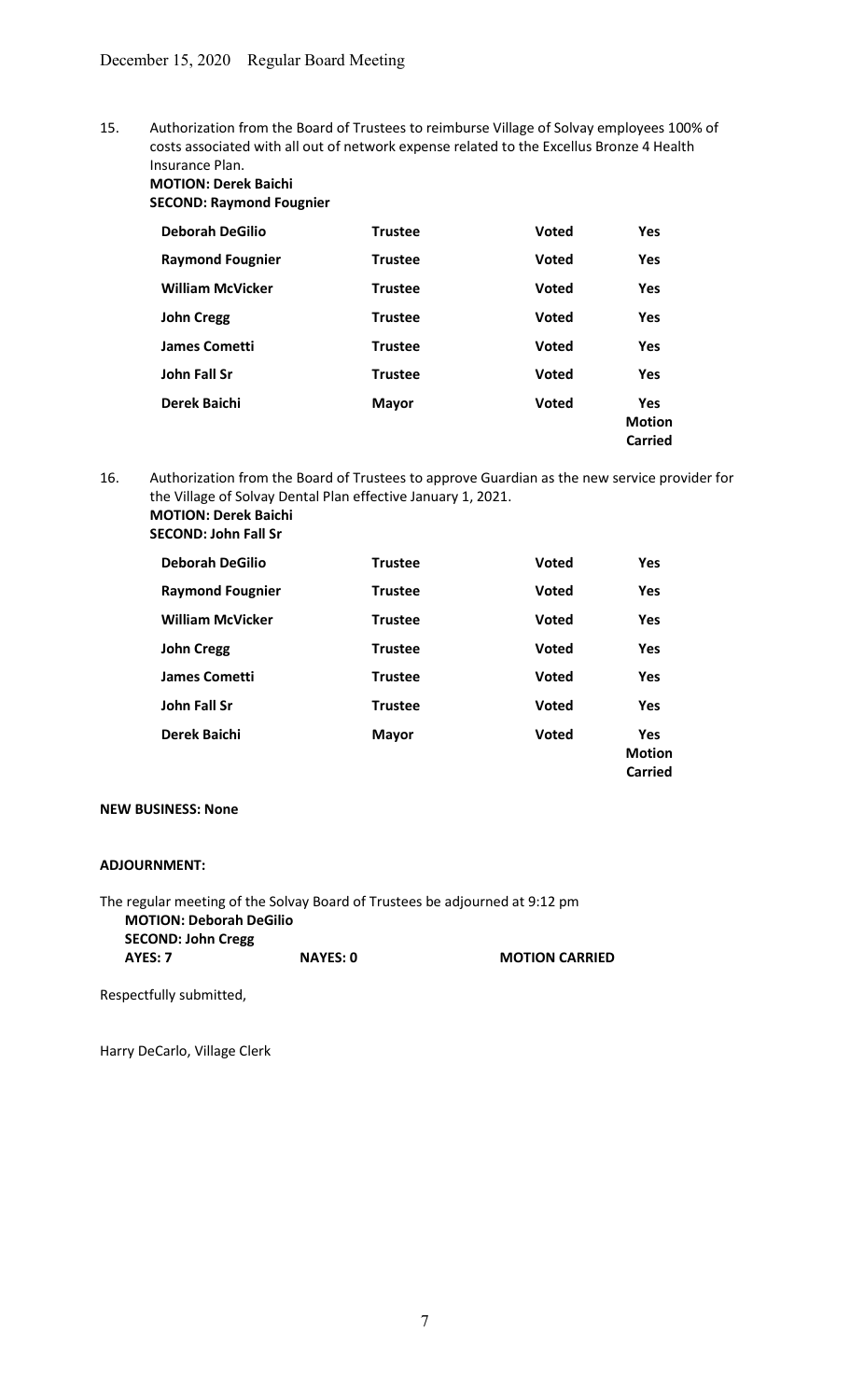15. Authorization from the Board of Trustees to reimburse Village of Solvay employees 100% of costs associated with all out of network expense related to the Excellus Bronze 4 Health Insurance Plan.
    **MOTION: Derek Baichi**
    **SECOND: Raymond Fougnier**

| | | | |
|---|---|---|---|
| **Deborah DeGilio** | **Trustee** | **Voted** | **Yes** |
| **Raymond Fougnier** | **Trustee** | **Voted** | **Yes** |
| **William McVicker** | **Trustee** | **Voted** | **Yes** |
| **John Cregg** | **Trustee** | **Voted** | **Yes** |
| **James Cometti** | **Trustee** | **Voted** | **Yes** |
| **John Fall Sr** | **Trustee** | **Voted** | **Yes** |
| **Derek Baichi** | **Mayor** | **Voted** | **Yes Motion Carried** |

16. Authorization from the Board of Trustees to approve Guardian as the new service provider for the Village of Solvay Dental Plan effective January 1, 2021.
    **MOTION: Derek Baichi**
    **SECOND: John Fall Sr**

| | | | |
|---|---|---|---|
| **Deborah DeGilio** | **Trustee** | **Voted** | **Yes** |
| **Raymond Fougnier** | **Trustee** | **Voted** | **Yes** |
| **William McVicker** | **Trustee** | **Voted** | **Yes** |
| **John Cregg** | **Trustee** | **Voted** | **Yes** |
| **James Cometti** | **Trustee** | **Voted** | **Yes** |
| **John Fall Sr** | **Trustee** | **Voted** | **Yes** |
| **Derek Baichi** | **Mayor** | **Voted** | **Yes Motion Carried** |

**NEW BUSINESS: None**

**ADJOURNMENT:**

The regular meeting of the Solvay Board of Trustees be adjourned at 9:12 pm
**MOTION: Deborah DeGilio**
**SECOND: John Cregg**
**AYES: 7** **NAYES: 0** **MOTION CARRIED**

Respectfully submitted,

Harry DeCarlo, Village Clerk